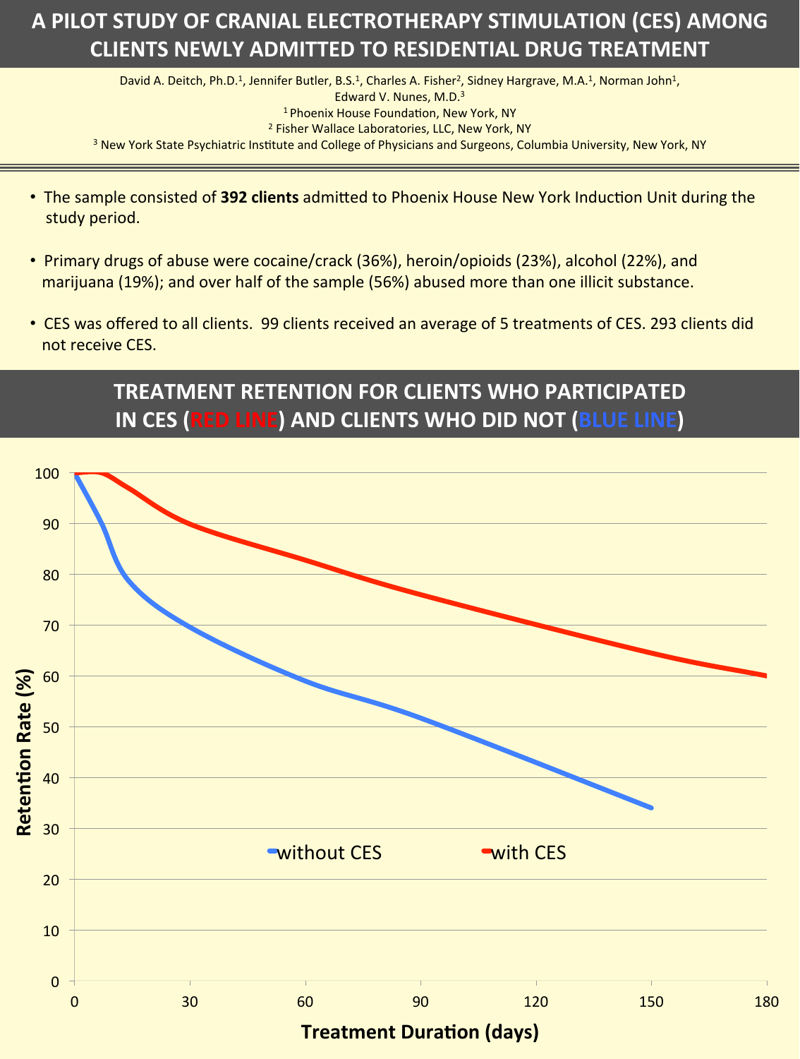# A PILOT STUDY OF CRANIAL ELECTROTHERAPY STIMULATION (CES) AMONG CLIENTS NEWLY ADMITTED TO RESIDENTIAL DRUG TREATMENT

David A. Deitch, Ph.D.[1], Jennifer Butler, B.S.[1], Charles A. Fisher[2], Sidney Hargrave, M.A.[1], Norman John[1], Edward V. Nunes, M.D.[3]

[1] Phoenix House Foundation, New York, NY

[2] Fisher Wallace Laboratories, LLC, New York, NY

[3] New York State Psychiatric Institute and College of Physicians and Surgeons, Columbia University, New York, NY

- The sample consisted of **392 clients** admitted to Phoenix House New York Induction Unit during the study period.
- Primary drugs of abuse were cocaine/crack (36%), heroin/opioids (23%), alcohol (22%), and marijuana (19%); and over half of the sample (56%) abused more than one illicit substance.
- CES was offered to all clients. 99 clients received an average of 5 treatments of CES. 293 clients did not receive CES.

## TREATMENT RETENTION FOR CLIENTS WHO PARTICIPATED IN CES (RED LINE) AND CLIENTS WHO DID NOT (BLUE LINE)

Retention Rate (%)

100
90
80
70
60
50
40
30
20
10
0

without CES
with CES

0
30
60
90
120
150
180

Treatment Duration (days)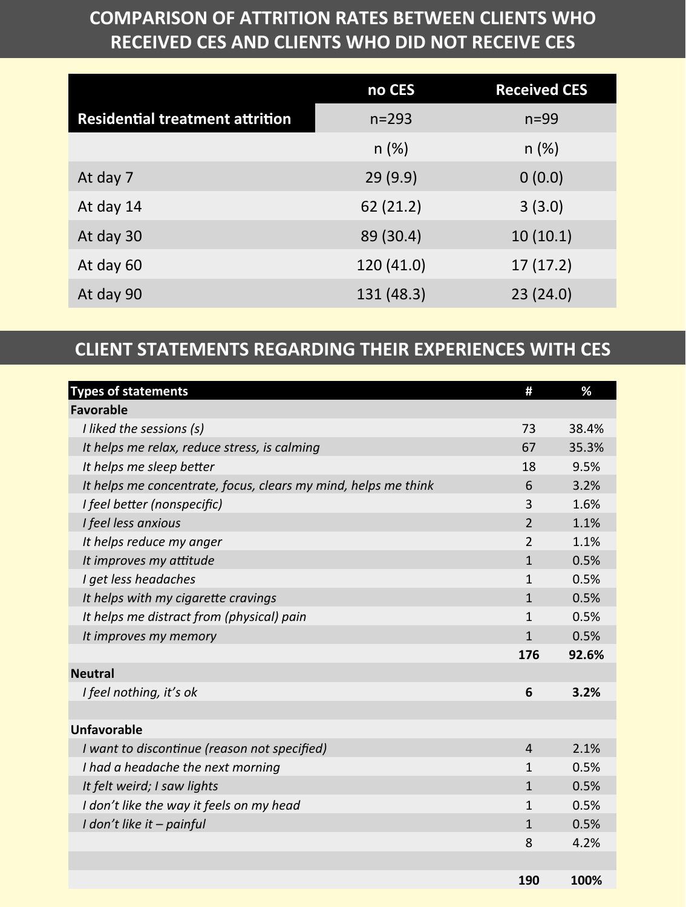## COMPARISON OF ATTRITION RATES BETWEEN CLIENTS WHO RECEIVED CES AND CLIENTS WHO DID NOT RECEIVE CES

| | no CES | Received CES |
|---|---|---|
| **Residential treatment attrition** | n=293 | n=99 |
| | n (%) | n (%) |
| At day 7 | 29 (9.9) | 0 (0.0) |
| At day 14 | 62 (21.2) | 3 (3.0) |
| At day 30 | 89 (30.4) | 10 (10.1) |
| At day 60 | 120 (41.0) | 17 (17.2) |
| At day 90 | 131 (48.3) | 23 (24.0) |

## CLIENT STATEMENTS REGARDING THEIR EXPERIENCES WITH CES

| Types of statements | # | % |
|---|---|---|
| **Favorable** | | |
| *I liked the sessions (s)* | 73 | 38.4% |
| *It helps me relax, reduce stress, is calming* | 67 | 35.3% |
| *It helps me sleep better* | 18 | 9.5% |
| *It helps me concentrate, focus, clears my mind, helps me think* | 6 | 3.2% |
| *I feel better (nonspecific)* | 3 | 1.6% |
| *I feel less anxious* | 2 | 1.1% |
| *It helps reduce my anger* | 2 | 1.1% |
| *It improves my attitude* | 1 | 0.5% |
| *I get less headaches* | 1 | 0.5% |
| *It helps with my cigarette cravings* | 1 | 0.5% |
| *It helps me distract from (physical) pain* | 1 | 0.5% |
| *It improves my memory* | 1 | 0.5% |
| | **176** | **92.6%** |
| **Neutral** | | |
| *I feel nothing, it's ok* | **6** | **3.2%** |
| | | |
| **Unfavorable** | | |
| *I want to discontinue (reason not specified)* | 4 | 2.1% |
| *I had a headache the next morning* | 1 | 0.5% |
| *It felt weird; I saw lights* | 1 | 0.5% |
| *I don't like the way it feels on my head* | 1 | 0.5% |
| *I don't like it – painful* | 1 | 0.5% |
| | 8 | 4.2% |
| | | |
| | **190** | **100%** |